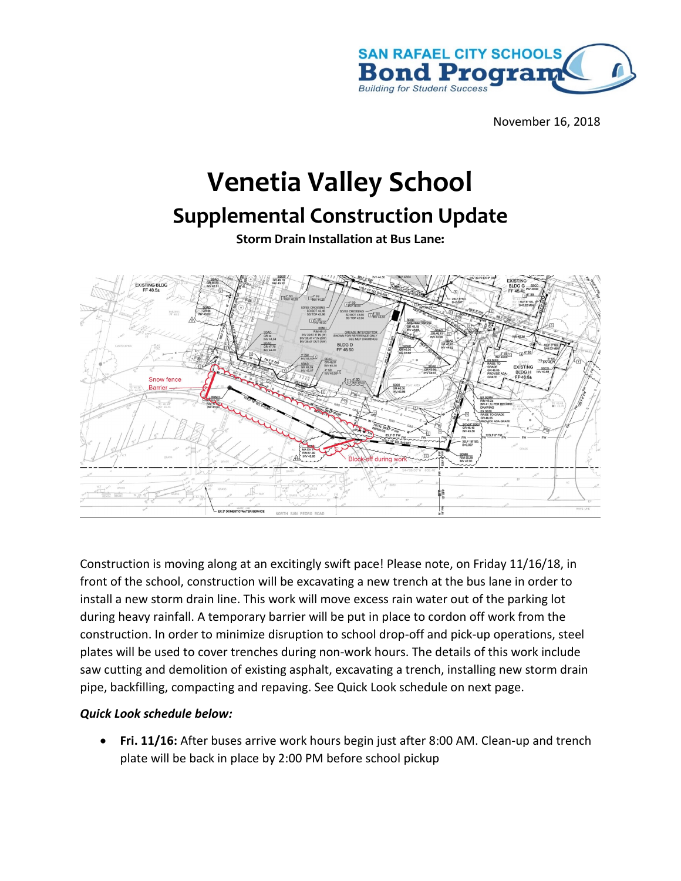November 16, 2018

# Venetia Valley School

## Supplemental Construction Update

**Storm Drain Installation at Bus Lane:**

Construction is moving along at an excitingly swift pace! Please note, on Friday 11/16/18, in front of the school, construction will be excavating a new trench at the bus lane in order to install a new storm drain line. This work will move excess rain water out of the parking lot during heavy rainfall. A temporary barrier will be put in place to cordon off work from the construction. In order to minimize disruption to school drop-off and pick-up operations, steel plates will be used to cover trenches during non-work hours. The details of this work include saw cutting and demolition of existing asphalt, excavating a trench, installing new storm drain pipe, backfilling, compacting and repaving. See Quick Look schedule on next page.

***Quick Look schedule below:***

- **Fri. 11/16:** After buses arrive work hours begin just after 8:00 AM. Clean-up and trench plate will be back in place by 2:00 PM before school pickup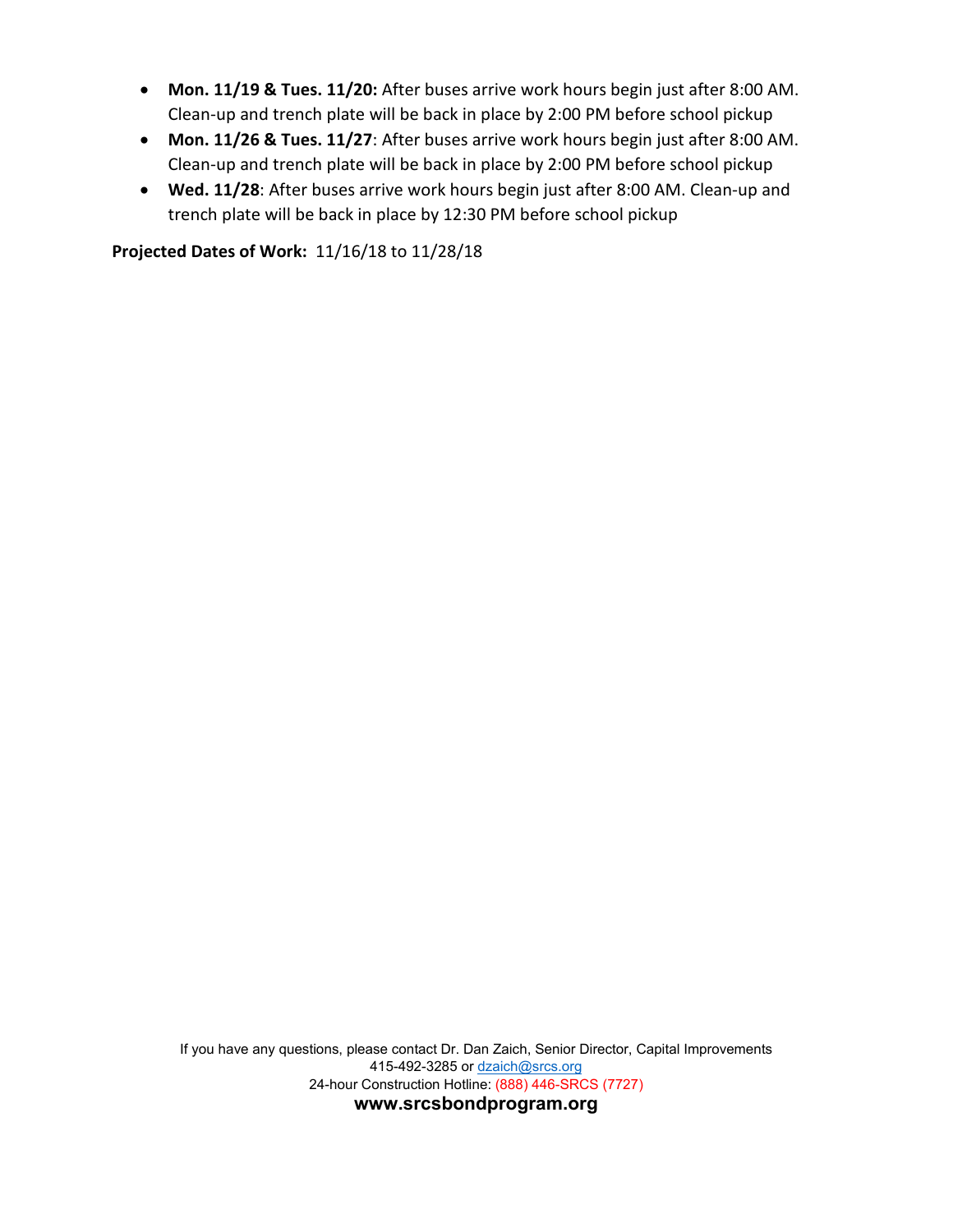- **Mon. 11/19 & Tues. 11/20:** After buses arrive work hours begin just after 8:00 AM. Clean-up and trench plate will be back in place by 2:00 PM before school pickup
- **Mon. 11/26 & Tues. 11/27**: After buses arrive work hours begin just after 8:00 AM. Clean-up and trench plate will be back in place by 2:00 PM before school pickup
- **Wed. 11/28**: After buses arrive work hours begin just after 8:00 AM. Clean-up and trench plate will be back in place by 12:30 PM before school pickup

**Projected Dates of Work:** 11/16/18 to 11/28/18

If you have any questions, please contact Dr. Dan Zaich, Senior Director, Capital Improvements
415-492-3285 or dzaich@srcs.org
24-hour Construction Hotline: (888) 446-SRCS (7727)

**www.srcsbondprogram.org**